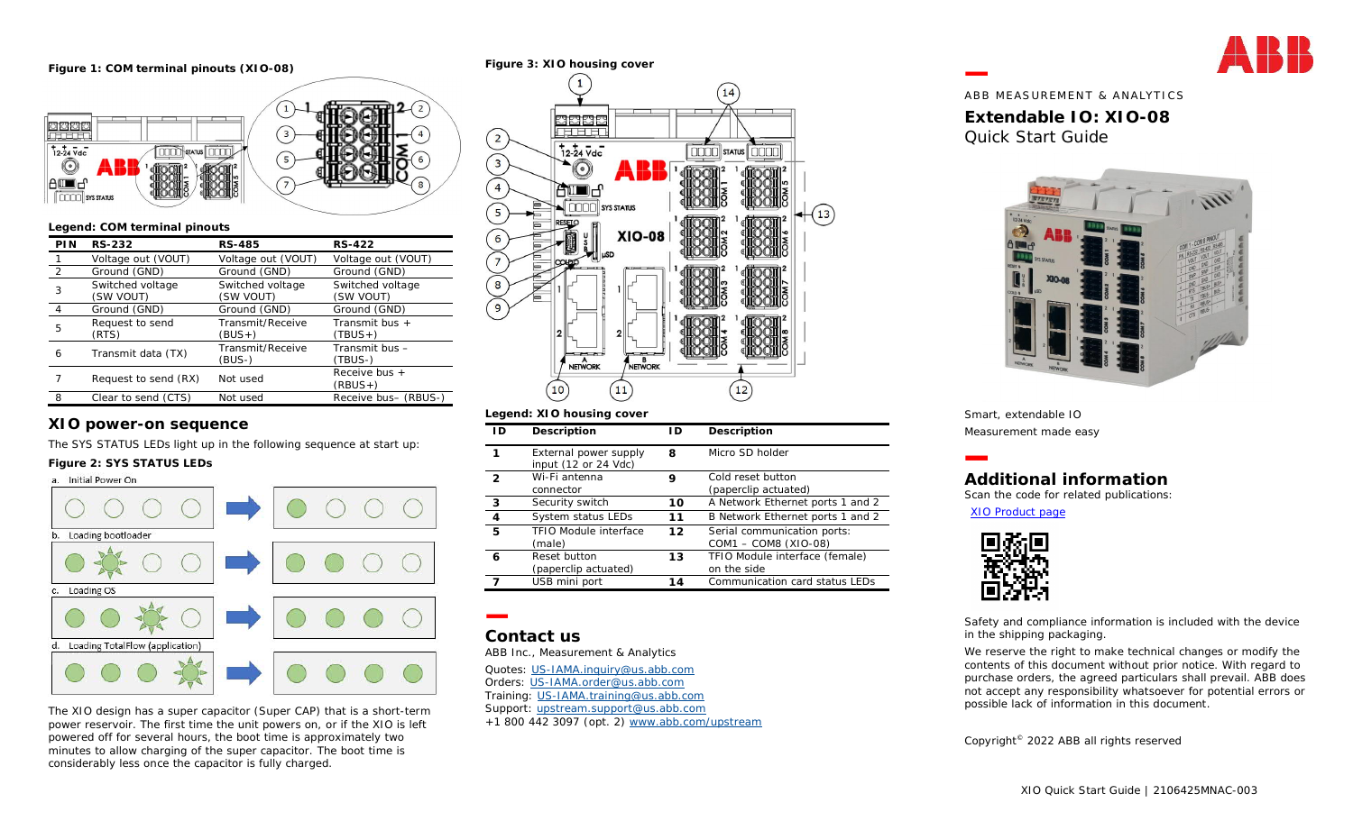**Figure 1: COM terminal pinouts (XIO-08)**

**Legend: COM terminal pinouts**

| PIN | RS-232 | RS-485 | RS-422 |
|---|---|---|---|
| 1 | Voltage out (VOUT) | Voltage out (VOUT) | Voltage out (VOUT) |
| 2 | Ground (GND) | Ground (GND) | Ground (GND) |
| 3 | Switched voltage (SW VOUT) | Switched voltage (SW VOUT) | Switched voltage (SW VOUT) |
| 4 | Ground (GND) | Ground (GND) | Ground (GND) |
| 5 | Request to send (RTS) | Transmit/Receive (BUS+) | Transmit bus + (TBUS+) |
| 6 | Transmit data (TX) | Transmit/Receive (BUS-) | Transmit bus – (TBUS-) |
| 7 | Request to send (RX) | Not used | Receive bus + (RBUS+) |
| 8 | Clear to send (CTS) | Not used | Receive bus– (RBUS-) |

## XIO power-on sequence

The SYS STATUS LEDs light up in the following sequence at start up:

**Figure 2: SYS STATUS LEDs**

a. Initial Power On

b. Loading bootloader

c. Loading OS

d. Loading TotalFlow (application)

The XIO design has a super capacitor (Super CAP) that is a short-term power reservoir. The first time the unit powers on, or if the XIO is left powered off for several hours, the boot time is approximately two minutes to allow charging of the super capacitor. The boot time is considerably less once the capacitor is fully charged.

**Figure 3: XIO housing cover**

**Legend: XIO housing cover**

| ID | Description | ID | Description |
|---|---|---|---|
| 1 | External power supply input (12 or 24 Vdc) | 8 | Micro SD holder |
| 2 | Wi-Fi antenna connector | 9 | Cold reset button (paperclip actuated) |
| 3 | Security switch | 10 | A Network Ethernet ports 1 and 2 |
| 4 | System status LEDs | 11 | B Network Ethernet ports 1 and 2 |
| 5 | TFIO Module interface (male) | 12 | Serial communication ports: COM1 – COM8 (XIO-08) |
| 6 | Reset button (paperclip actuated) | 13 | TFIO Module interface (female) on the side |
| 7 | USB mini port | 14 | Communication card status LEDs |

## Contact us

ABB Inc., Measurement & Analytics

Quotes: US-IAMA.inquiry@us.abb.com
Orders: US-IAMA.order@us.abb.com
Training: US-IAMA.training@us.abb.com
Support: upstream.support@us.abb.com
+1 800 442 3097 (opt. 2) www.abb.com/upstream

ABB MEASUREMENT & ANALYTICS

# Extendable IO: XIO-08

Quick Start Guide

Smart, extendable IO
Measurement made easy

## Additional information

Scan the code for related publications:

XIO Product page

Safety and compliance information is included with the device in the shipping packaging.

We reserve the right to make technical changes or modify the contents of this document without prior notice. With regard to purchase orders, the agreed particulars shall prevail. ABB does not accept any responsibility whatsoever for potential errors or possible lack of information in this document.

Copyright© 2022 ABB all rights reserved

XIO Quick Start Guide | 2106425MNAC-003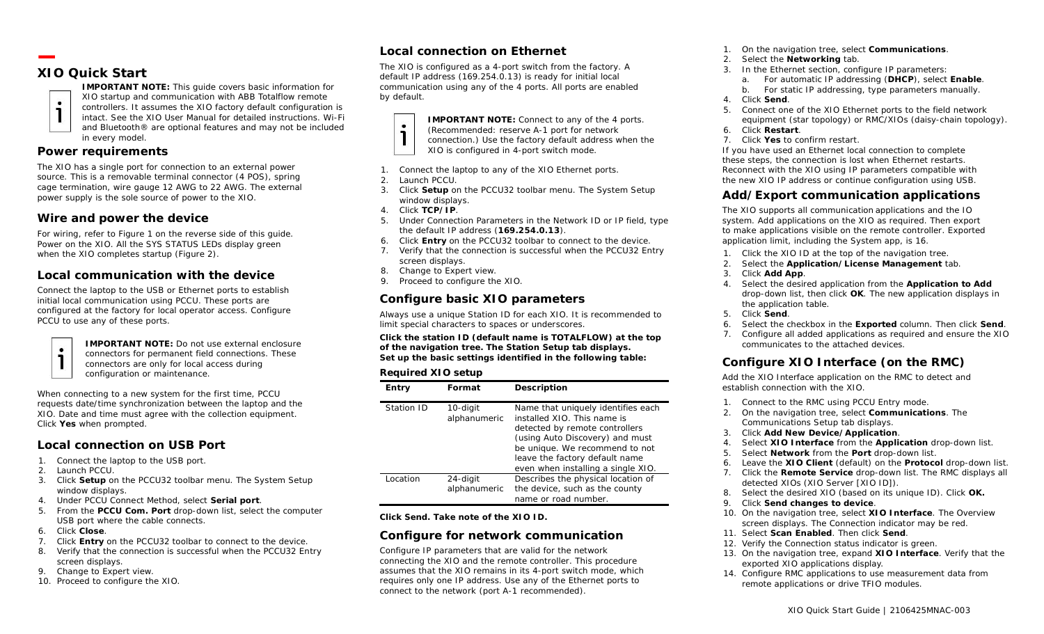# XIO Quick Start

**IMPORTANT NOTE:** This guide covers basic information for XIO startup and communication with ABB Totalflow remote controllers. It assumes the XIO factory default configuration is intact. See the XIO User Manual for detailed instructions. Wi-Fi and Bluetooth® are optional features and may not be included in every model.

## Power requirements

The XIO has a single port for connection to an external power source. This is a removable terminal connector (4 POS), spring cage termination, wire gauge 12 AWG to 22 AWG. The external power supply is the sole source of power to the XIO.

## Wire and power the device

For wiring, refer to Figure 1 on the reverse side of this guide. Power on the XIO. All the SYS STATUS LEDs display green when the XIO completes startup (Figure 2).

## Local communication with the device

Connect the laptop to the USB or Ethernet ports to establish initial local communication using PCCU. These ports are configured at the factory for local operator access. Configure PCCU to use any of these ports.

**IMPORTANT NOTE:** Do not use external enclosure connectors for permanent field connections. These connectors are only for local access during configuration or maintenance.

When connecting to a new system for the first time, PCCU requests date/time synchronization between the laptop and the XIO. Date and time must agree with the collection equipment. Click **Yes** when prompted.

## Local connection on USB Port

1. Connect the laptop to the USB port.
2. Launch PCCU.
3. Click **Setup** on the PCCU32 toolbar menu. The System Setup window displays.
4. Under PCCU Connect Method, select **Serial port**.
5. From the **PCCU Com. Port** drop-down list, select the computer USB port where the cable connects.
6. Click **Close**.
7. Click **Entry** on the PCCU32 toolbar to connect to the device.
8. Verify that the connection is successful when the PCCU32 Entry screen displays.
9. Change to Expert view.
10. Proceed to configure the XIO.

## Local connection on Ethernet

The XIO is configured as a 4-port switch from the factory. A default IP address (169.254.0.13) is ready for initial local communication using any of the 4 ports. All ports are enabled by default.

**IMPORTANT NOTE:** Connect to any of the 4 ports. (Recommended: reserve A-1 port for network connection.) Use the factory default address when the XIO is configured in 4-port switch mode.

1. Connect the laptop to any of the XIO Ethernet ports.
2. Launch PCCU.
3. Click **Setup** on the PCCU32 toolbar menu. The System Setup window displays.
4. Click **TCP/IP**.
5. Under Connection Parameters in the Network ID or IP field, type the default IP address (**169.254.0.13**).
6. Click **Entry** on the PCCU32 toolbar to connect to the device.
7. Verify that the connection is successful when the PCCU32 Entry screen displays.
8. Change to Expert view.
9. Proceed to configure the XIO.

## Configure basic XIO parameters

Always use a unique Station ID for each XIO. It is recommended to limit special characters to spaces or underscores.

**Click the station ID (default name is TOTALFLOW) at the top of the navigation tree. The Station Setup tab displays. Set up the basic settings identified in the following table:**

**Required XIO setup**

| Entry | Format | Description |
|---|---|---|
| Station ID | 10-digit alphanumeric | Name that uniquely identifies each installed XIO. This name is detected by remote controllers (using Auto Discovery) and must be unique. We recommend to not leave the factory default name even when installing a single XIO. |
| Location | 24-digit alphanumeric | Describes the physical location of the device, such as the county name or road number. |

**Click Send. Take note of the XIO ID.**

## Configure for network communication

Configure IP parameters that are valid for the network connecting the XIO and the remote controller. This procedure assumes that the XIO remains in its 4-port switch mode, which requires only one IP address. Use any of the Ethernet ports to connect to the network (port A-1 recommended).

1. On the navigation tree, select **Communications**.
2. Select the **Networking** tab.
3. In the Ethernet section, configure IP parameters:
   a. For automatic IP addressing (**DHCP**), select **Enable**.
   b. For static IP addressing, type parameters manually.
4. Click **Send**.
5. Connect one of the XIO Ethernet ports to the field network equipment (star topology) or RMC/XIOs (daisy-chain topology).
6. Click **Restart**.
7. Click **Yes** to confirm restart.

If you have used an Ethernet local connection to complete these steps, the connection is lost when Ethernet restarts. Reconnect with the XIO using IP parameters compatible with the new XIO IP address or continue configuration using USB.

## Add/Export communication applications

The XIO supports all communication applications and the IO system. Add applications on the XIO as required. Then export to make applications visible on the remote controller. Exported application limit, including the System app, is 16.

1. Click the XIO ID at the top of the navigation tree.
2. Select the **Application/License Management** tab.
3. Click **Add App**.
4. Select the desired application from the **Application to Add** drop-down list, then click **OK**. The new application displays in the application table.
5. Click **Send**.
6. Select the checkbox in the **Exported** column. Then click **Send**.
7. Configure all added applications as required and ensure the XIO communicates to the attached devices.

## Configure XIO Interface (on the RMC)

Add the XIO Interface application on the RMC to detect and establish connection with the XIO.

1. Connect to the RMC using PCCU Entry mode.
2. On the navigation tree, select **Communications**. The Communications Setup tab displays.
3. Click **Add New Device/Application**.
4. Select **XIO Interface** from the **Application** drop-down list.
5. Select **Network** from the **Port** drop-down list.
6. Leave the **XIO Client** (default) on the **Protocol** drop-down list.
7. Click the **Remote Service** drop-down list. The RMC displays all detected XIOs (XIO Server [XIO ID]).
8. Select the desired XIO (based on its unique ID). Click **OK.**
9. Click **Send changes to device**.
10. On the navigation tree, select **XIO Interface**. The Overview screen displays. The Connection indicator may be red.
11. Select **Scan Enabled**. Then click **Send**.
12. Verify the Connection status indicator is green.
13. On the navigation tree, expand **XIO Interface**. Verify that the exported XIO applications display.
14. Configure RMC applications to use measurement data from remote applications or drive TFIO modules.